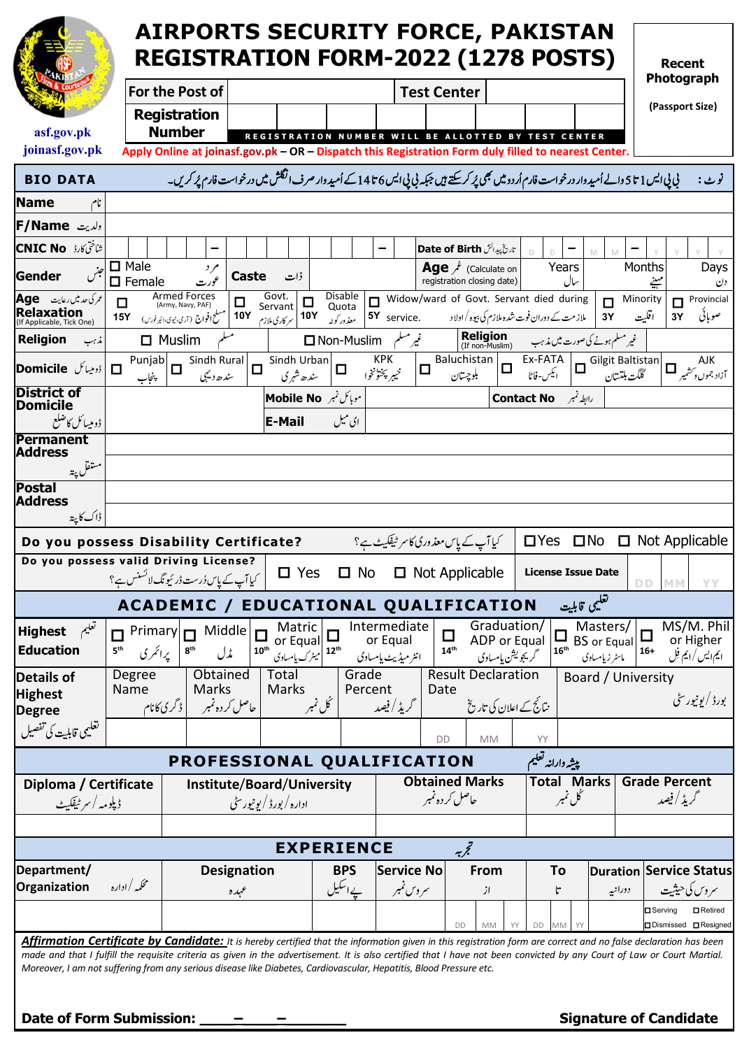asf.gov.pk
joinasf.gov.pk

# AIRPORTS SECURITY FORCE, PAKISTAN REGISTRATION FORM-2022 (1278 POSTS)

| For the Post of | | Test Center | |
|---|---|---|---|
| Registration Number | REGISTRATION NUMBER WILL BE ALLOTTED BY TEST CENTER | | |

Recent Photograph (Passport Size)

**Apply Online at joinasf.gov.pk – OR – Dispatch this Registration Form duly filled to nearest Center.**

## BIO DATA

نوٹ : بی پی ایس 1 تا 5 والے اُمیدوار درخواست فارم اُردو میں بھی پُر کر سکتے ہیں جبکہ بی پی ایس 6 تا 14 کے اُمیدوار صرف انگلش میں درخواست فارم پُر کریں۔

| | |
|---|---|
| **Name** نام | |
| **F/Name** ولدیت | |
| **CNIC No** شناختی کارڈ | _ _ _ _ _ – _ _ _ _ _ _ _ – _ &nbsp;&nbsp; **Date of Birth** تاریخ پیدائش D D – M M – Y Y Y Y |
| **Gender** جنس | ☐ Male مرد ☐ Female عورت &nbsp;&nbsp; **Caste** ذات &nbsp;&nbsp; **Age** عُمر (Calculate on registration closing date) Years سال Months مہینے Days دن |
| **Age Relaxation** عمر کی حد میں رعایت (If Applicable, Tick One) | ☐ 15Y Armed Forces (Army, Navy, PAF) مسلح افواج (آرمی، نیوی، ائیر فورس) ☐ 10Y Govt. Servant سرکاری ملازم ☐ 10Y Disable Quota معذور کوٹہ ☐ 5Y Widow/ward of Govt. Servant died during service. ملازمت کے دوران فوت شدہ ملازم کی بیوہ / اولاد ☐ 3Y Minority اقلیت ☐ 3Y Provincial صوبائی |
| **Religion** مذہب | ☐ Muslim مسلم ☐ Non-Muslim غیر مسلم **Religion** (If non-Muslim) غیر مسلم ہونے کی صورت میں مذہب |
| **Domicile** ڈومیسائل | ☐ Punjab پنجاب ☐ Sindh Rural سندھ دیہی ☐ Sindh Urban سندھ شہری ☐ KPK خیبر پختونخوا ☐ Baluchistan بلوچستان ☐ Ex-FATA ایکس-فاٹا ☐ Gilgit Baltistan گلگت بلتستان ☐ AJK آزاد جموں و کشمیر |
| **District of Domicile** ڈومیسائل کا ضلع | **Mobile No** موبائل نمبر &nbsp;&nbsp; **Contact No** رابطہ نمبر |
| | **E-Mail** ای میل |
| **Permanent Address** مستقل پتہ | |
| **Postal Address** ڈاک کا پتہ | |

**Do you possess Disability Certificate?** کیا آپ کے پاس معذوری کا سرٹیفکیٹ ہے؟ ☐ Yes ☐ No ☐ Not Applicable

**Do you possess valid Driving License?** کیا آپ کے پاس دُرست ڈرائیونگ لائسنس ہے؟ ☐ Yes ☐ No ☐ Not Applicable &nbsp;&nbsp; **License Issue Date** DD MM YY

## ACADEMIC / EDUCATIONAL QUALIFICATION تعلیمی قابلیت

| **Highest Education** تعلیم | ☐ 5th Primary پرائمری | ☐ 8th Middle مڈل | ☐ 10th Matric or Equal میٹرک یا مساوی | ☐ 12th Intermediate or Equal انٹرمیڈیٹ یا مساوی | ☐ 14th Graduation/ ADP or Equal گریجویشن یا مساوی | ☐ 16th Masters/ BS or Equal ماسٹر زیا مساوی | ☐ 16+ MS/M. Phil or Higher ایم ایس / ایم فل |
|---|---|---|---|---|---|---|---|

| **Details of Highest Degree** تعلیمی قابلیت کی تفصیل | Degree Name ڈگری کا نام | Obtained Marks حاصل کردہ نمبر | Total Marks کُل نمبر | Grade Percent گریڈ / فیصد | Result Declaration Date نتائج کے اعلان کی تاریخ | Board / University بورڈ / یونیورسٹی |
|---|---|---|---|---|---|---|
| | | | | | DD MM YY | |

## PROFESSIONAL QUALIFICATION پیشہ وارانہ تعلیم

| Diploma / Certificate ڈپلومہ / سرٹیفکیٹ | Institute/Board/University ادارہ / بورڈ / یونیورسٹی | Obtained Marks حاصل کردہ نمبر | Total Marks کُل نمبر | Grade Percent گریڈ / فیصد |
|---|---|---|---|---|
| | | | | |

## EXPERIENCE تجربہ

| Department/ Organization محکمہ / ادارہ | Designation عہدہ | BPS پے اسکیل | Service No سروس نمبر | From از | To تا | Duration دورانیہ | Service Status سروس کی حیثیت |
|---|---|---|---|---|---|---|---|
| | | | | DD MM YY | DD MM YY | | ☐ Serving ☐ Retired ☐ Dismissed ☐ Resigned |

***Affirmation Certificate by Candidate:*** *It is hereby certified that the information given in this registration form are correct and no false declaration has been made and that I fulfill the requisite criteria as given in the advertisement. It is also certified that I have not been convicted by any Court of Law or Court Martial. Moreover, I am not suffering from any serious disease like Diabetes, Cardiovascular, Hepatitis, Blood Pressure etc.*

**Date of Form Submission:** ____–____–____ &nbsp;&nbsp;&nbsp;&nbsp; **Signature of Candidate**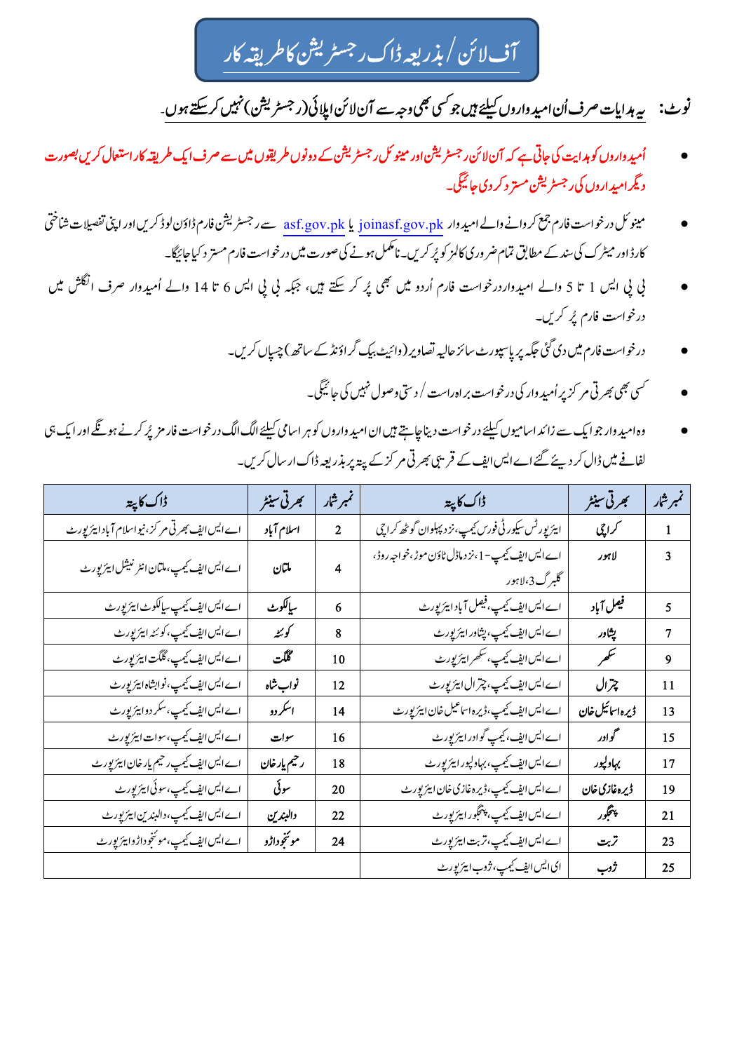# آف لائن / بذریعہ ڈاک رجسٹریشن کا طریقہ کار

**نوٹ: یہ ہدایات صرف اُن امیدواروں کیلئے ہیں جو کسی بھی وجہ سے آن لائن اپلائی (رجسٹریشن) نہیں کر سکتے ہوں۔**

- اُمیدواروں کو ہدایت کی جاتی ہے کہ آن لائن رجسٹریشن اور مینوئل رجسٹریشن کے دونوں طریقوں میں سے صرف ایک طریقہ کار استعمال کریں بصورت دیگر امیدواروں کی رجسٹریشن مسترد کر دی جائیگی۔
- مینوئل درخواست فارم جمع کروانے والے امیدوار joinasf.gov.pk یا asf.gov.pk سے رجسٹریشن فارم ڈاؤن لوڈ کریں اور اپنی تفصیلات شناختی کارڈ اور میٹرک کی سند کے مطابق تمام ضروری کالمز کو پُر کریں۔ نامکمل ہونے کی صورت میں درخواست فارم مسترد کیا جائیگا۔
- بی پی ایس 1 تا 5 والے امیدوار درخواست فارم اُردو میں بھی پُر کر سکتے ہیں، جبکہ بی پی ایس 6 تا 14 والے اُمیدوار صرف انگلش میں درخواست فارم پُر کریں۔
- درخواست فارم میں دی گئی جگہ پر پاسپورٹ سائز حالیہ تصاویر (وائیٹ بیک گراؤنڈ کے ساتھ) چسپاں کریں۔
- کسی بھی بھرتی مرکز پر اُمیدوار کی درخواست براہ راست / دستی وصول نہیں کی جائیگی۔
- وہ امیدوار جو ایک سے زائد اسامیوں کیلئے درخواست دینا چاہتے ہیں ان امیدواروں کو ہر اسامی کیلئے الگ الگ درخواست فارمز پُر کرنے ہونگے اور ایک ہی لفافے میں ڈال کر دیئے گئے اے ایس ایف کے قریبی بھرتی مرکز کے پتہ پر بذریعہ ڈاک ارسال کریں۔

| نمبر شمار | بھرتی سینٹر | ڈاک کا پتہ | نمبر شمار | بھرتی سینٹر | ڈاک کا پتہ |
|---|---|---|---|---|---|
| 1 | کراچی | ایئرپورٹس سیکورٹی فورس کیمپ، نزد پہلوان گوٹھ کراچی | 2 | اسلام آباد | اے ایس ایف بھرتی مرکز، نیو اسلام آباد ایئرپورٹ |
| 3 | لاہور | اے ایس ایف کیمپ-1، نزد ماڈل ٹاؤن موڑ، خواجہ روڈ، گلبرگ 3، لاہور | 4 | ملتان | اے ایس ایف کیمپ، ملتان انٹرنیشنل ایئرپورٹ |
| 5 | فیصل آباد | اے ایس ایف کیمپ، فیصل آباد ایئرپورٹ | 6 | سیالکوٹ | اے ایس ایف کیمپ سیالکوٹ ایئرپورٹ |
| 7 | پشاور | اے ایس ایف کیمپ، پشاور ایئرپورٹ | 8 | کوئٹہ | اے ایس ایف کیمپ، کوئٹہ ایئرپورٹ |
| 9 | سکھر | اے ایس ایف کیمپ، سکھر ایئرپورٹ | 10 | گلگت | اے ایس ایف کیمپ، گلگت ایئرپورٹ |
| 11 | چترال | اے ایس ایف کیمپ چترال ایئرپورٹ | 12 | نواب شاہ | اے ایس ایف کیمپ، نوابشاہ ایئرپورٹ |
| 13 | ڈیرہ اسمٰعیل خان | اے ایس ایف کیمپ، ڈیرہ اسماعیل خان ایئرپورٹ | 14 | اسکردو | اے ایس ایف کیمپ، سکردو ایئرپورٹ |
| 15 | گوادر | اے ایس ایف، کیمپ گوادر ایئرپورٹ | 16 | سوات | اے ایس ایف کیمپ، سوات ایئرپورٹ |
| 17 | بہاولپور | اے ایس ایف کیمپ، بہاولپور ایئرپورٹ | 18 | رحیم یار خان | اے ایس ایف کیمپ رحیم یار خان ایئرپورٹ |
| 19 | ڈیرہ غازی خان | اے ایس ایف کیمپ، ڈیرہ غازی خان ایئرپورٹ | 20 | سوئی | اے ایس ایف کیمپ، سوئی ایئرپورٹ |
| 21 | پنجگور | اے ایس ایف کیمپ، پنجگور ایئرپورٹ | 22 | دالبندین | اے ایس ایف کیمپ، دالبندین ایئرپورٹ |
| 23 | تربت | اے ایس ایف کیمپ، تربت ایئرپورٹ | 24 | موئنجوداڑو | اے ایس ایف کیمپ، موئنجوداڑو ایئرپورٹ |
| 25 | ژوب | ای ایس ایف کیمپ، ژوب ایئرپورٹ | | | |